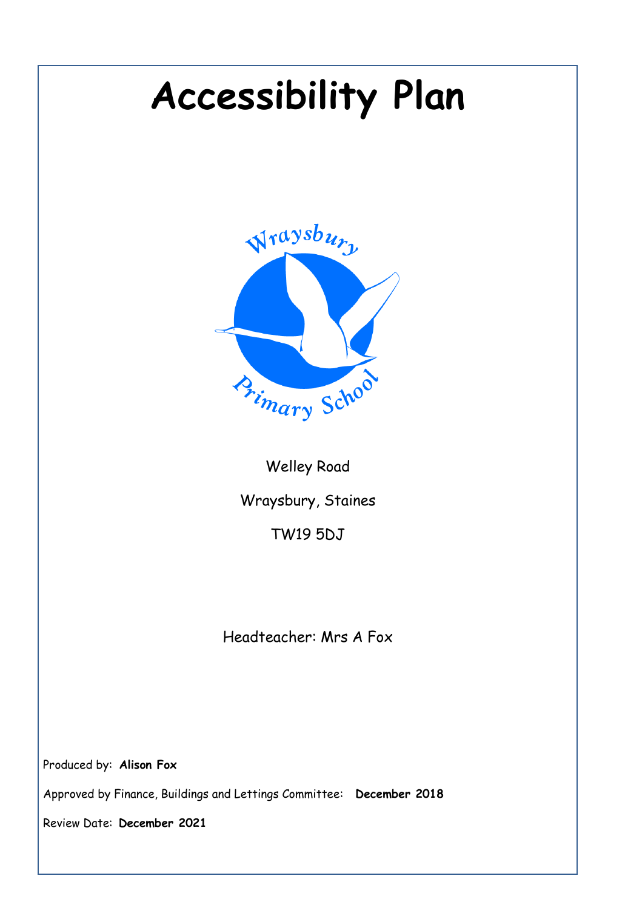# Accessibility Plan

Wraysbury Primary School

Welley Road

Wraysbury, Staines

TW19 5DJ

Headteacher: Mrs A Fox

Produced by: **Alison Fox**

Approved by Finance, Buildings and Lettings Committee: **December 2018**

Review Date: **December 2021**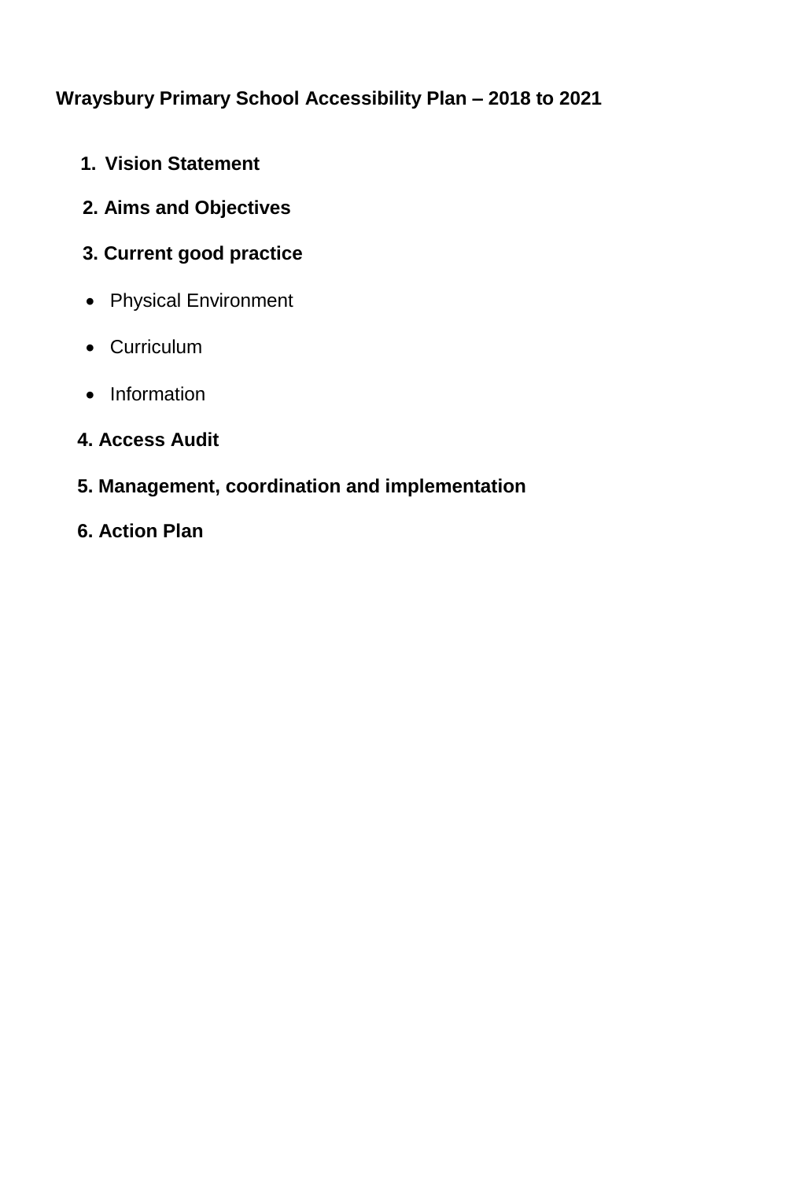**Wraysbury Primary School Accessibility Plan – 2018 to 2021**

1. **Vision Statement**
2. **Aims and Objectives**
3. **Current good practice**
   - Physical Environment
   - Curriculum
   - Information
4. **Access Audit**
5. **Management, coordination and implementation**
6. **Action Plan**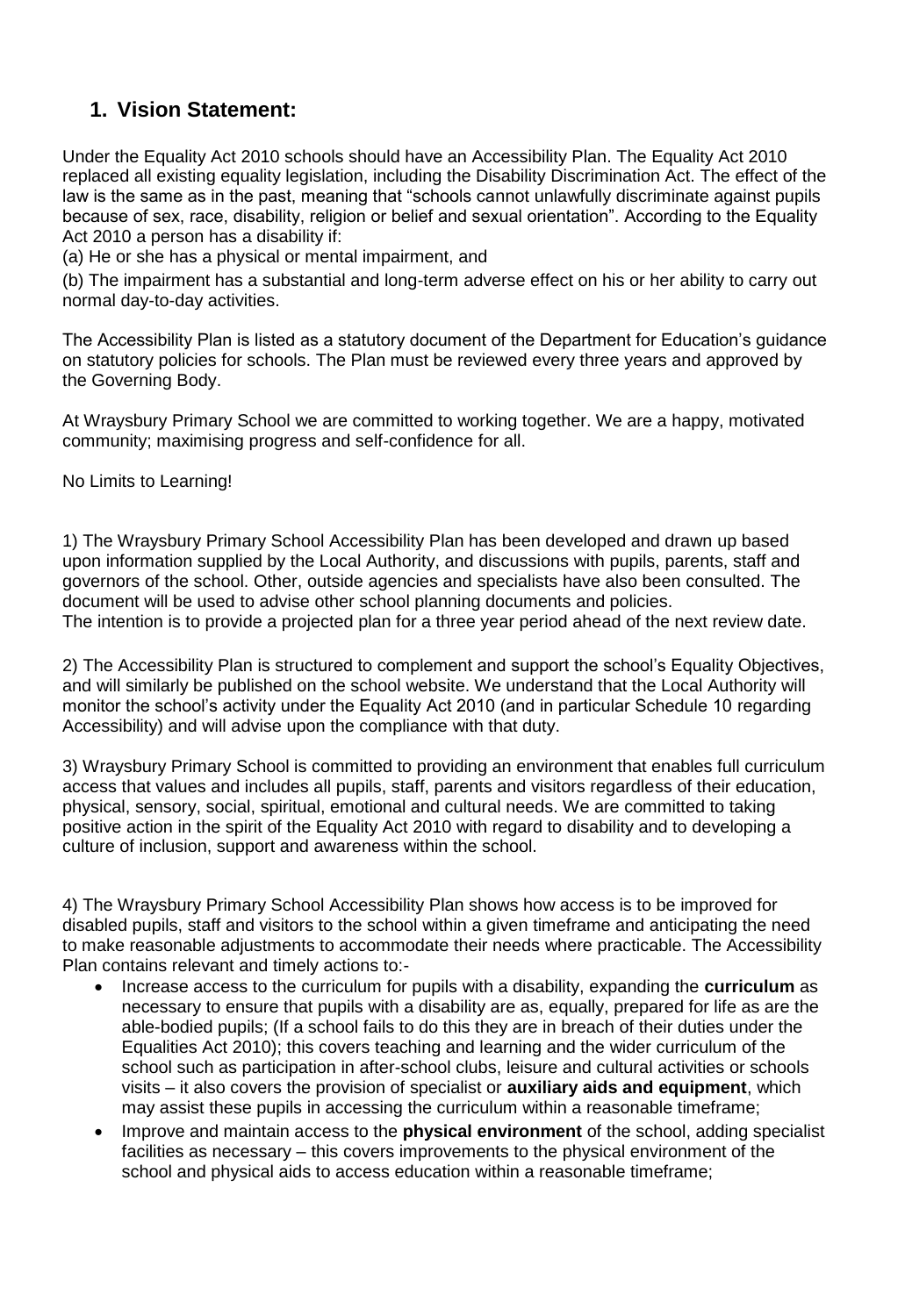## 1. Vision Statement:

Under the Equality Act 2010 schools should have an Accessibility Plan. The Equality Act 2010 replaced all existing equality legislation, including the Disability Discrimination Act. The effect of the law is the same as in the past, meaning that "schools cannot unlawfully discriminate against pupils because of sex, race, disability, religion or belief and sexual orientation". According to the Equality Act 2010 a person has a disability if:

(a) He or she has a physical or mental impairment, and

(b) The impairment has a substantial and long-term adverse effect on his or her ability to carry out normal day-to-day activities.

The Accessibility Plan is listed as a statutory document of the Department for Education's guidance on statutory policies for schools. The Plan must be reviewed every three years and approved by the Governing Body.

At Wraysbury Primary School we are committed to working together. We are a happy, motivated community; maximising progress and self-confidence for all.

No Limits to Learning!

1) The Wraysbury Primary School Accessibility Plan has been developed and drawn up based upon information supplied by the Local Authority, and discussions with pupils, parents, staff and governors of the school. Other, outside agencies and specialists have also been consulted. The document will be used to advise other school planning documents and policies.
The intention is to provide a projected plan for a three year period ahead of the next review date.

2) The Accessibility Plan is structured to complement and support the school's Equality Objectives, and will similarly be published on the school website. We understand that the Local Authority will monitor the school's activity under the Equality Act 2010 (and in particular Schedule 10 regarding Accessibility) and will advise upon the compliance with that duty.

3) Wraysbury Primary School is committed to providing an environment that enables full curriculum access that values and includes all pupils, staff, parents and visitors regardless of their education, physical, sensory, social, spiritual, emotional and cultural needs. We are committed to taking positive action in the spirit of the Equality Act 2010 with regard to disability and to developing a culture of inclusion, support and awareness within the school.

4) The Wraysbury Primary School Accessibility Plan shows how access is to be improved for disabled pupils, staff and visitors to the school within a given timeframe and anticipating the need to make reasonable adjustments to accommodate their needs where practicable. The Accessibility Plan contains relevant and timely actions to:-

- Increase access to the curriculum for pupils with a disability, expanding the **curriculum** as necessary to ensure that pupils with a disability are as, equally, prepared for life as are the able-bodied pupils; (If a school fails to do this they are in breach of their duties under the Equalities Act 2010); this covers teaching and learning and the wider curriculum of the school such as participation in after-school clubs, leisure and cultural activities or schools visits – it also covers the provision of specialist or **auxiliary aids and equipment**, which may assist these pupils in accessing the curriculum within a reasonable timeframe;
- Improve and maintain access to the **physical environment** of the school, adding specialist facilities as necessary – this covers improvements to the physical environment of the school and physical aids to access education within a reasonable timeframe;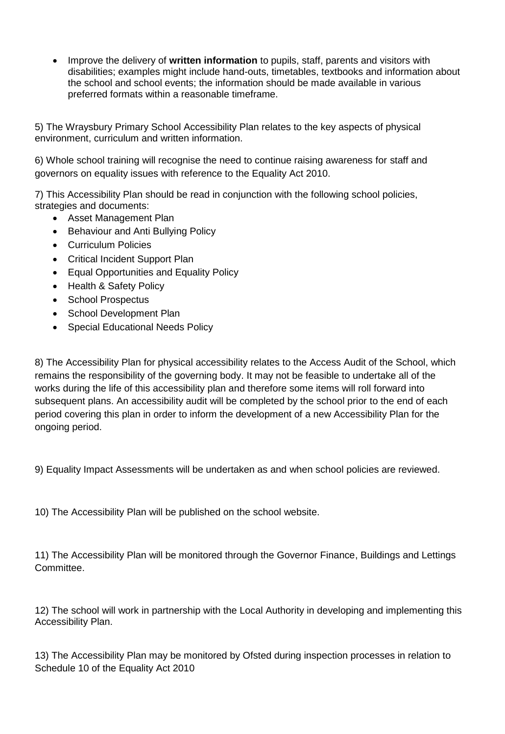- Improve the delivery of **written information** to pupils, staff, parents and visitors with disabilities; examples might include hand-outs, timetables, textbooks and information about the school and school events; the information should be made available in various preferred formats within a reasonable timeframe.

5) The Wraysbury Primary School Accessibility Plan relates to the key aspects of physical environment, curriculum and written information.

6) Whole school training will recognise the need to continue raising awareness for staff and governors on equality issues with reference to the Equality Act 2010.

7) This Accessibility Plan should be read in conjunction with the following school policies, strategies and documents:

- Asset Management Plan
- Behaviour and Anti Bullying Policy
- Curriculum Policies
- Critical Incident Support Plan
- Equal Opportunities and Equality Policy
- Health & Safety Policy
- School Prospectus
- School Development Plan
- Special Educational Needs Policy

8) The Accessibility Plan for physical accessibility relates to the Access Audit of the School, which remains the responsibility of the governing body. It may not be feasible to undertake all of the works during the life of this accessibility plan and therefore some items will roll forward into subsequent plans. An accessibility audit will be completed by the school prior to the end of each period covering this plan in order to inform the development of a new Accessibility Plan for the ongoing period.

9) Equality Impact Assessments will be undertaken as and when school policies are reviewed.

10) The Accessibility Plan will be published on the school website.

11) The Accessibility Plan will be monitored through the Governor Finance, Buildings and Lettings Committee.

12) The school will work in partnership with the Local Authority in developing and implementing this Accessibility Plan.

13) The Accessibility Plan may be monitored by Ofsted during inspection processes in relation to Schedule 10 of the Equality Act 2010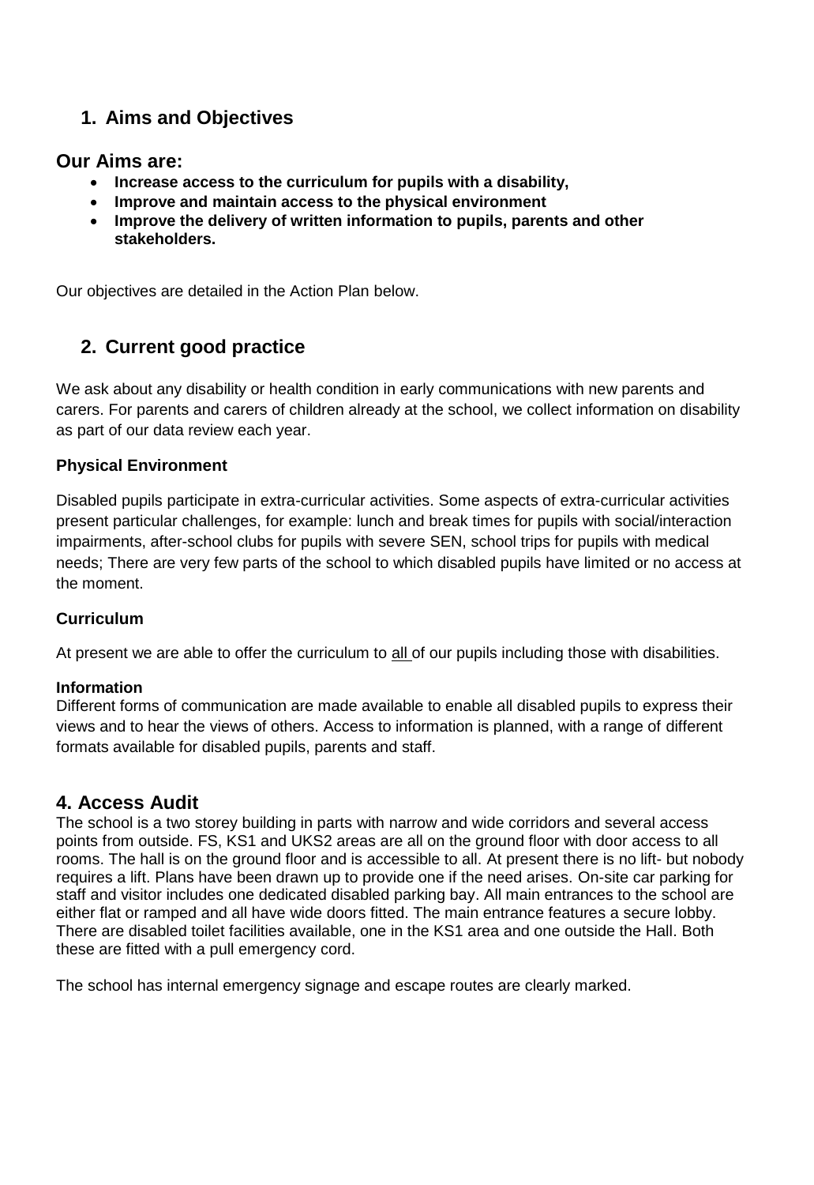## 1. Aims and Objectives

### Our Aims are:

- **Increase access to the curriculum for pupils with a disability,**
- **Improve and maintain access to the physical environment**
- **Improve the delivery of written information to pupils, parents and other stakeholders.**

Our objectives are detailed in the Action Plan below.

## 2. Current good practice

We ask about any disability or health condition in early communications with new parents and carers. For parents and carers of children already at the school, we collect information on disability as part of our data review each year.

**Physical Environment**

Disabled pupils participate in extra-curricular activities. Some aspects of extra-curricular activities present particular challenges, for example: lunch and break times for pupils with social/interaction impairments, after-school clubs for pupils with severe SEN, school trips for pupils with medical needs; There are very few parts of the school to which disabled pupils have limited or no access at the moment.

**Curriculum**

At present we are able to offer the curriculum to <u>all</u> of our pupils including those with disabilities.

**Information**
Different forms of communication are made available to enable all disabled pupils to express their views and to hear the views of others. Access to information is planned, with a range of different formats available for disabled pupils, parents and staff.

## 4. Access Audit

The school is a two storey building in parts with narrow and wide corridors and several access points from outside. FS, KS1 and UKS2 areas are all on the ground floor with door access to all rooms. The hall is on the ground floor and is accessible to all. At present there is no lift- but nobody requires a lift. Plans have been drawn up to provide one if the need arises. On-site car parking for staff and visitor includes one dedicated disabled parking bay. All main entrances to the school are either flat or ramped and all have wide doors fitted. The main entrance features a secure lobby. There are disabled toilet facilities available, one in the KS1 area and one outside the Hall. Both these are fitted with a pull emergency cord.

The school has internal emergency signage and escape routes are clearly marked.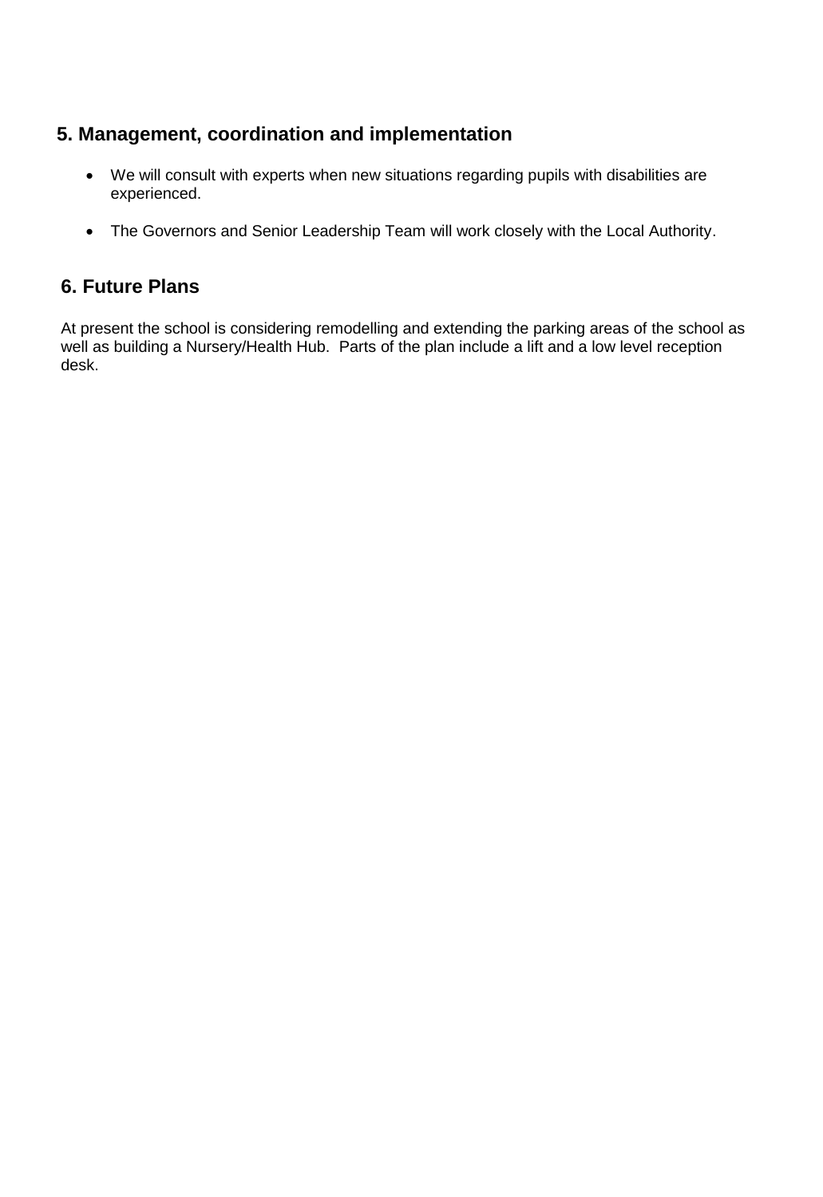## 5. Management, coordination and implementation

- We will consult with experts when new situations regarding pupils with disabilities are experienced.
- The Governors and Senior Leadership Team will work closely with the Local Authority.

## 6. Future Plans

At present the school is considering remodelling and extending the parking areas of the school as well as building a Nursery/Health Hub. Parts of the plan include a lift and a low level reception desk.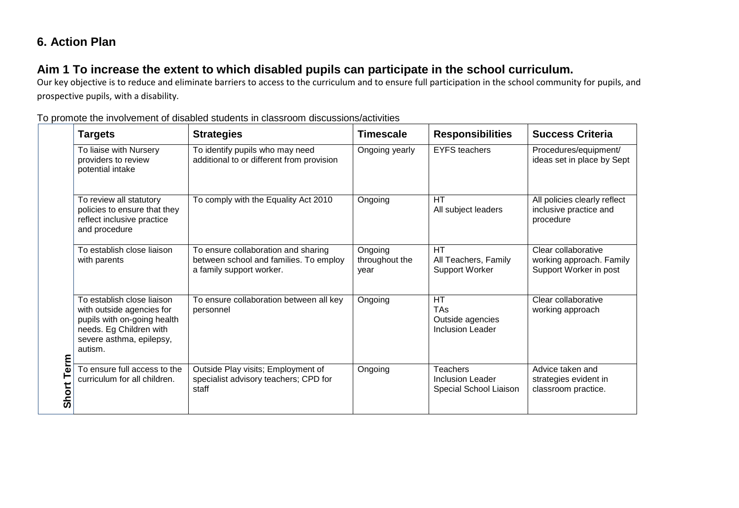## 6. Action Plan

## Aim 1 To increase the extent to which disabled pupils can participate in the school curriculum.

Our key objective is to reduce and eliminate barriers to access to the curriculum and to ensure full participation in the school community for pupils, and prospective pupils, with a disability.

To promote the involvement of disabled students in classroom discussions/activities

| | Targets | Strategies | Timescale | Responsibilities | Success Criteria |
|---|---|---|---|---|---|
| Short Term | To liaise with Nursery providers to review potential intake | To identify pupils who may need additional to or different from provision | Ongoing yearly | EYFS teachers | Procedures/equipment/ ideas set in place by Sept |
| | To review all statutory policies to ensure that they reflect inclusive practice and procedure | To comply with the Equality Act 2010 | Ongoing | HT<br>All subject leaders | All policies clearly reflect inclusive practice and procedure |
| | To establish close liaison with parents | To ensure collaboration and sharing between school and families. To employ a family support worker. | Ongoing throughout the year | HT<br>All Teachers, Family Support Worker | Clear collaborative working approach. Family Support Worker in post |
| | To establish close liaison with outside agencies for pupils with on-going health needs. Eg Children with severe asthma, epilepsy, autism. | To ensure collaboration between all key personnel | Ongoing | HT<br>TAs<br>Outside agencies<br>Inclusion Leader | Clear collaborative working approach |
| | To ensure full access to the curriculum for all children. | Outside Play visits; Employment of specialist advisory teachers; CPD for staff | Ongoing | Teachers<br>Inclusion Leader<br>Special School Liaison | Advice taken and strategies evident in classroom practice. |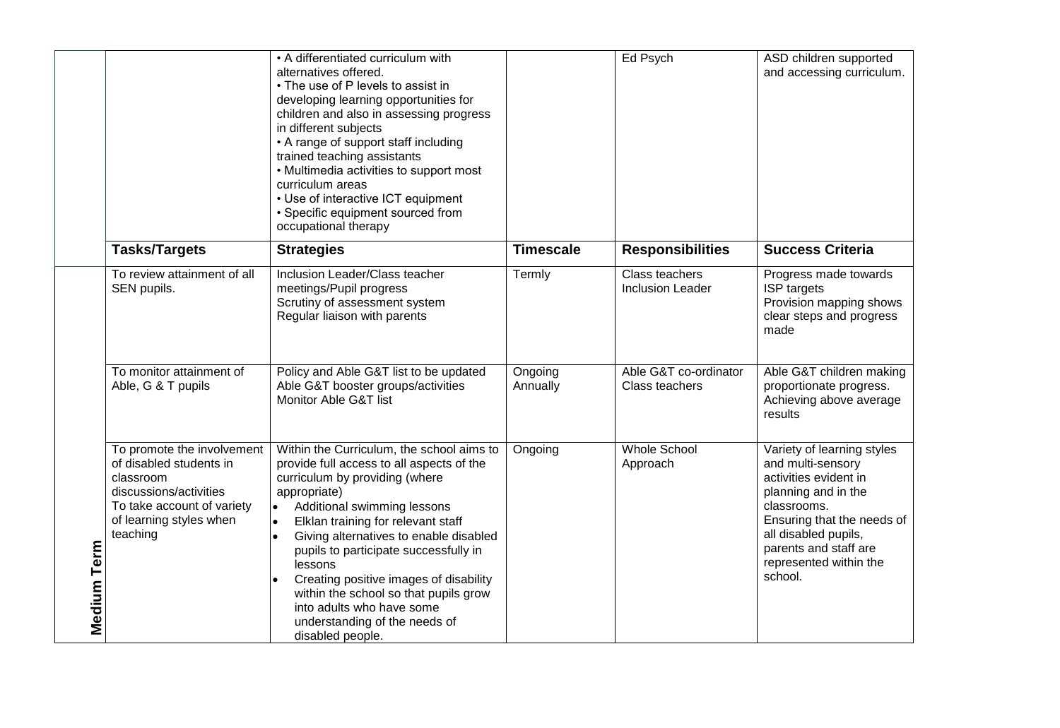| | | | | | |
|---|---|---|---|---|---|
| | | • A differentiated curriculum with alternatives offered.<br>• The use of P levels to assist in developing learning opportunities for children and also in assessing progress in different subjects<br>• A range of support staff including trained teaching assistants<br>• Multimedia activities to support most curriculum areas<br>• Use of interactive ICT equipment<br>• Specific equipment sourced from occupational therapy | | Ed Psych | ASD children supported and accessing curriculum. |
| | **Tasks/Targets** | **Strategies** | **Timescale** | **Responsibilities** | **Success Criteria** |
| **Medium Term** | To review attainment of all SEN pupils. | Inclusion Leader/Class teacher meetings/Pupil progress<br>Scrutiny of assessment system<br>Regular liaison with parents | Termly | Class teachers<br>Inclusion Leader | Progress made towards ISP targets<br>Provision mapping shows clear steps and progress made |
| | To monitor attainment of Able, G & T pupils | Policy and Able G&T list to be updated<br>Able G&T booster groups/activities<br>Monitor Able G&T list | Ongoing<br>Annually | Able G&T co-ordinator<br>Class teachers | Able G&T children making proportionate progress.<br>Achieving above average results |
| | To promote the involvement of disabled students in classroom discussions/activities<br>To take account of variety of learning styles when teaching | Within the Curriculum, the school aims to provide full access to all aspects of the curriculum by providing (where appropriate)<br>• Additional swimming lessons<br>• Elklan training for relevant staff<br>• Giving alternatives to enable disabled pupils to participate successfully in lessons<br>• Creating positive images of disability within the school so that pupils grow into adults who have some understanding of the needs of disabled people. | Ongoing | Whole School Approach | Variety of learning styles and multi-sensory activities evident in planning and in the classrooms.<br>Ensuring that the needs of all disabled pupils, parents and staff are represented within the school. |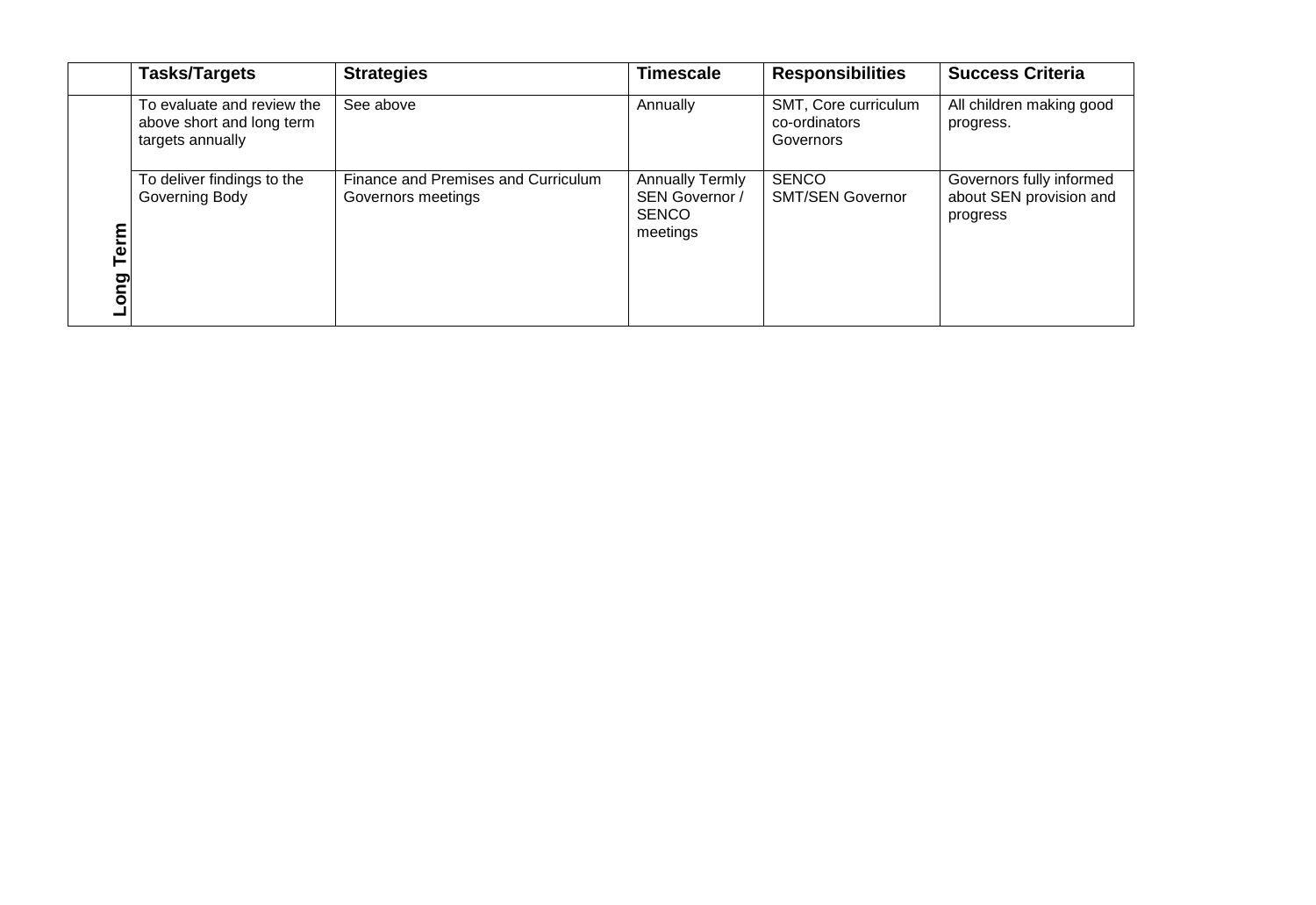| | Tasks/Targets | Strategies | Timescale | Responsibilities | Success Criteria |
|---|---|---|---|---|---|
| **Long Term** | To evaluate and review the above short and long term targets annually | See above | Annually | SMT, Core curriculum co-ordinators Governors | All children making good progress. |
| | To deliver findings to the Governing Body | Finance and Premises and Curriculum Governors meetings | Annually Termly SEN Governor / SENCO meetings | SENCO SMT/SEN Governor | Governors fully informed about SEN provision and progress |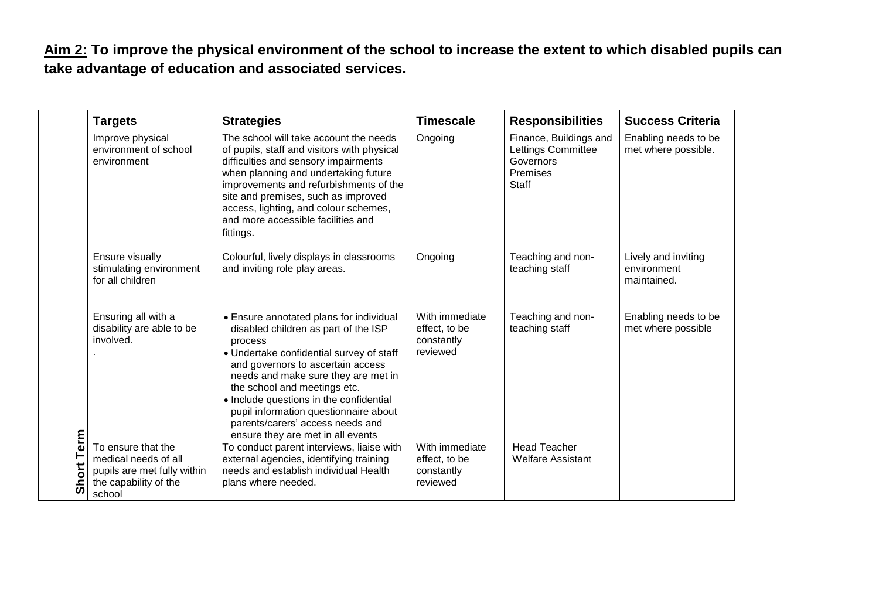**<u>Aim 2:</u> To improve the physical environment of the school to increase the extent to which disabled pupils can take advantage of education and associated services.**

| | Targets | Strategies | Timescale | Responsibilities | Success Criteria |
|---|---|---|---|---|---|
| Short Term | Improve physical environment of school environment | The school will take account the needs of pupils, staff and visitors with physical difficulties and sensory impairments when planning and undertaking future improvements and refurbishments of the site and premises, such as improved access, lighting, and colour schemes, and more accessible facilities and fittings. | Ongoing | Finance, Buildings and Lettings Committee<br>Governors<br>Premises<br>Staff | Enabling needs to be met where possible. |
| | Ensure visually stimulating environment for all children | Colourful, lively displays in classrooms and inviting role play areas. | Ongoing | Teaching and non-teaching staff | Lively and inviting environment maintained. |
| | Ensuring all with a disability are able to be involved.<br>. | • Ensure annotated plans for individual disabled children as part of the ISP process<br>• Undertake confidential survey of staff and governors to ascertain access needs and make sure they are met in the school and meetings etc.<br>• Include questions in the confidential pupil information questionnaire about parents/carers' access needs and ensure they are met in all events | With immediate effect, to be constantly reviewed | Teaching and non-teaching staff | Enabling needs to be met where possible |
| | To ensure that the medical needs of all pupils are met fully within the capability of the school | To conduct parent interviews, liaise with external agencies, identifying training needs and establish individual Health plans where needed. | With immediate effect, to be constantly reviewed | Head Teacher<br>Welfare Assistant | |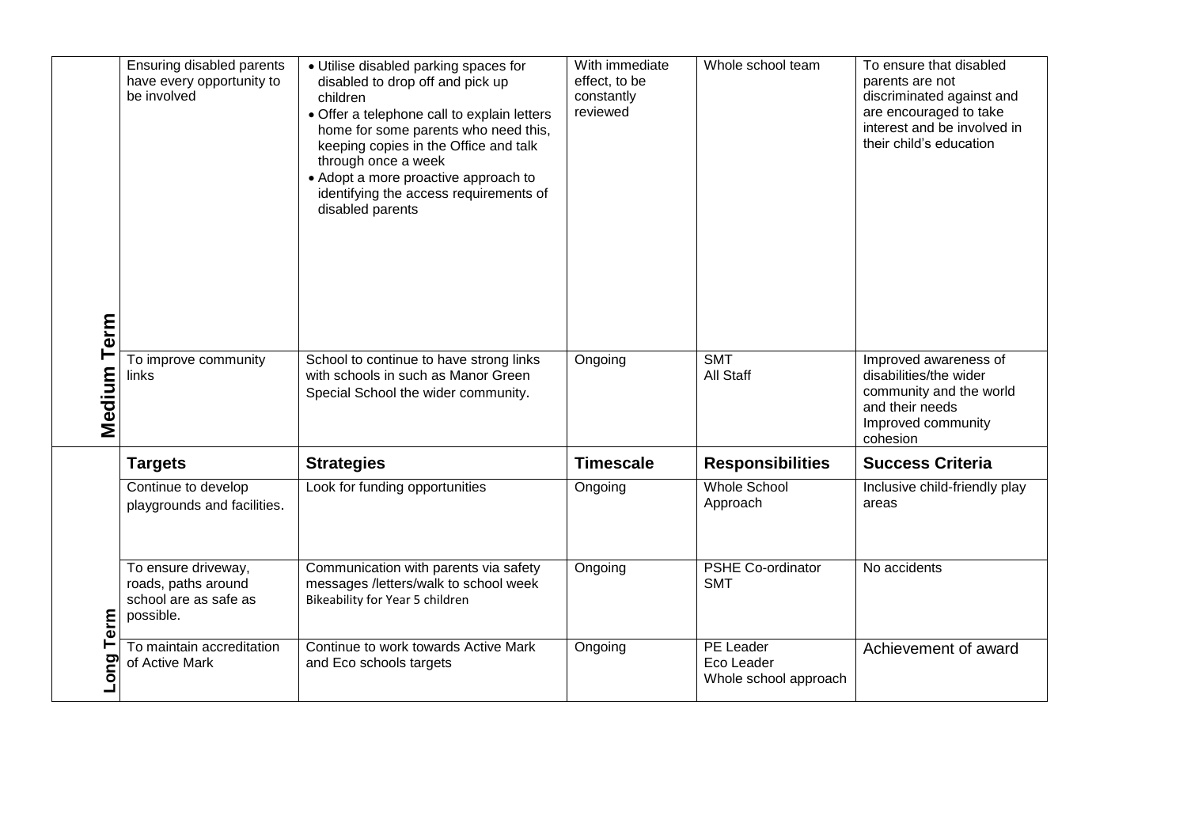| | Targets | Strategies | Timescale | Responsibilities | Success Criteria |
|---|---|---|---|---|---|
| **Medium Term** | Ensuring disabled parents have every opportunity to be involved | • Utilise disabled parking spaces for disabled to drop off and pick up children<br>• Offer a telephone call to explain letters home for some parents who need this, keeping copies in the Office and talk through once a week<br>• Adopt a more proactive approach to identifying the access requirements of disabled parents | With immediate effect, to be constantly reviewed | Whole school team | To ensure that disabled parents are not discriminated against and are encouraged to take interest and be involved in their child's education |
| | To improve community links | School to continue to have strong links with schools in such as Manor Green Special School the wider community. | Ongoing | SMT<br>All Staff | Improved awareness of disabilities/the wider community and the world and their needs<br>Improved community cohesion |
| **Long Term** | **Targets** | **Strategies** | **Timescale** | **Responsibilities** | **Success Criteria** |
| | Continue to develop playgrounds and facilities. | Look for funding opportunities | Ongoing | Whole School Approach | Inclusive child-friendly play areas |
| | To ensure driveway, roads, paths around school are as safe as possible. | Communication with parents via safety messages /letters/walk to school week<br>Bikeability for Year 5 children | Ongoing | PSHE Co-ordinator<br>SMT | No accidents |
| | To maintain accreditation of Active Mark | Continue to work towards Active Mark and Eco schools targets | Ongoing | PE Leader<br>Eco Leader<br>Whole school approach | Achievement of award |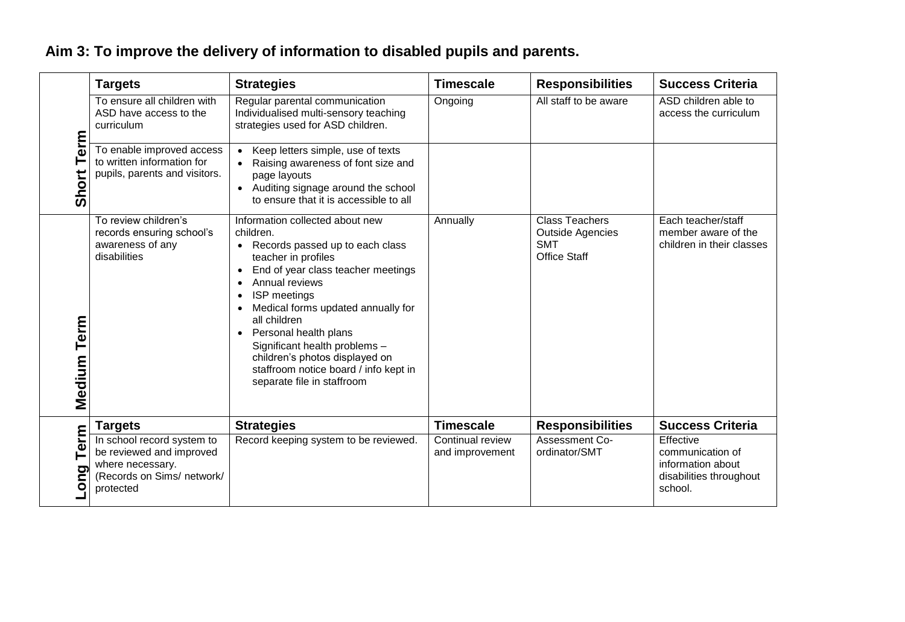## Aim 3: To improve the delivery of information to disabled pupils and parents.

| | Targets | Strategies | Timescale | Responsibilities | Success Criteria |
|---|---|---|---|---|---|
| **Short Term** | To ensure all children with ASD have access to the curriculum | Regular parental communication<br>Individualised multi-sensory teaching strategies used for ASD children. | Ongoing | All staff to be aware | ASD children able to access the curriculum |
| | To enable improved access to written information for pupils, parents and visitors. | • Keep letters simple, use of texts<br>• Raising awareness of font size and page layouts<br>• Auditing signage around the school to ensure that it is accessible to all | | | |
| **Medium Term** | To review children's records ensuring school's awareness of any disabilities | Information collected about new children.<br>• Records passed up to each class teacher in profiles<br>• End of year class teacher meetings<br>• Annual reviews<br>• ISP meetings<br>• Medical forms updated annually for all children<br>• Personal health plans<br>Significant health problems – children's photos displayed on staffroom notice board / info kept in separate file in staffroom | Annually | Class Teachers<br>Outside Agencies<br>SMT<br>Office Staff | Each teacher/staff member aware of the children in their classes |
| | **Targets** | **Strategies** | **Timescale** | **Responsibilities** | **Success Criteria** |
| **Long Term** | In school record system to be reviewed and improved where necessary.<br>(Records on Sims/ network/ protected | Record keeping system to be reviewed. | Continual review and improvement | Assessment Co-ordinator/SMT | Effective communication of information about disabilities throughout school. |